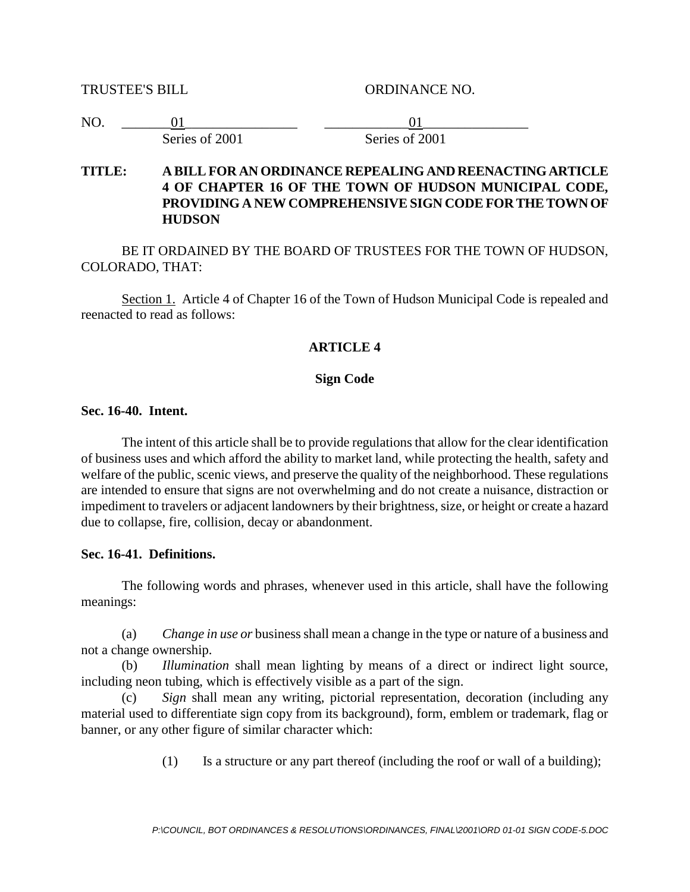TRUSTEE'S BILL ORDINANCE NO.

NO. 01 Series of 2001 | 01 Series of 2001

**TITLE: A BILL FOR AN ORDINANCE REPEALING AND REENACTING ARTICLE 4 OF CHAPTER 16 OF THE TOWN OF HUDSON MUNICIPAL CODE, PROVIDING A NEW COMPREHENSIVE SIGN CODE FOR THE TOWN OF HUDSON**

BE IT ORDAINED BY THE BOARD OF TRUSTEES FOR THE TOWN OF HUDSON, COLORADO, THAT:

Section 1. Article 4 of Chapter 16 of the Town of Hudson Municipal Code is repealed and reenacted to read as follows:

## ARTICLE 4

### Sign Code

**Sec. 16-40. Intent.**

The intent of this article shall be to provide regulations that allow for the clear identification of business uses and which afford the ability to market land, while protecting the health, safety and welfare of the public, scenic views, and preserve the quality of the neighborhood. These regulations are intended to ensure that signs are not overwhelming and do not create a nuisance, distraction or impediment to travelers or adjacent landowners by their brightness, size, or height or create a hazard due to collapse, fire, collision, decay or abandonment.

**Sec. 16-41. Definitions.**

The following words and phrases, whenever used in this article, shall have the following meanings:

(a) *Change in use or* business shall mean a change in the type or nature of a business and not a change ownership.

(b) *Illumination* shall mean lighting by means of a direct or indirect light source, including neon tubing, which is effectively visible as a part of the sign.

(c) *Sign* shall mean any writing, pictorial representation, decoration (including any material used to differentiate sign copy from its background), form, emblem or trademark, flag or banner, or any other figure of similar character which:

(1) Is a structure or any part thereof (including the roof or wall of a building);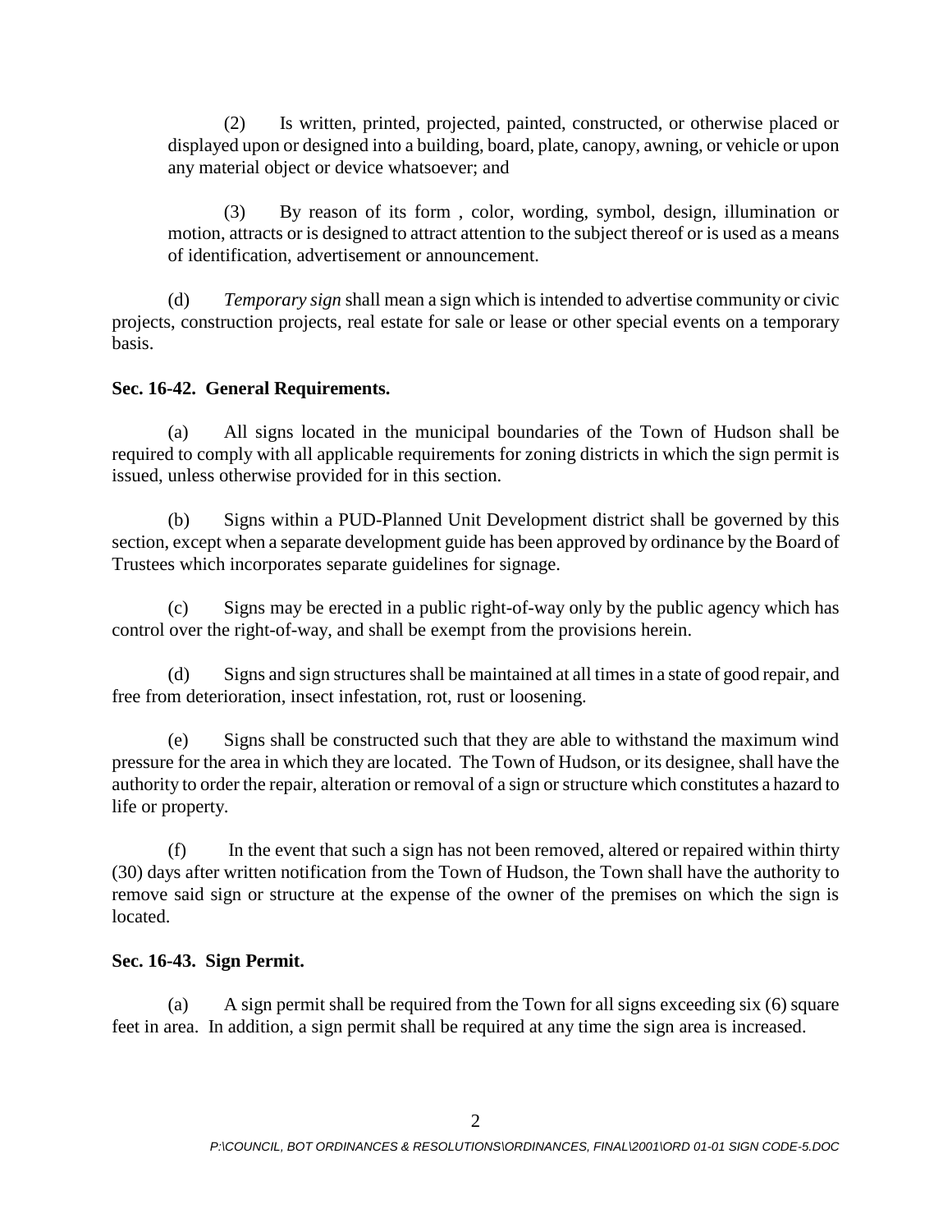(2) Is written, printed, projected, painted, constructed, or otherwise placed or displayed upon or designed into a building, board, plate, canopy, awning, or vehicle or upon any material object or device whatsoever; and

(3) By reason of its form , color, wording, symbol, design, illumination or motion, attracts or is designed to attract attention to the subject thereof or is used as a means of identification, advertisement or announcement.

(d) *Temporary sign* shall mean a sign which is intended to advertise community or civic projects, construction projects, real estate for sale or lease or other special events on a temporary basis.

**Sec. 16-42. General Requirements.**

(a) All signs located in the municipal boundaries of the Town of Hudson shall be required to comply with all applicable requirements for zoning districts in which the sign permit is issued, unless otherwise provided for in this section.

(b) Signs within a PUD-Planned Unit Development district shall be governed by this section, except when a separate development guide has been approved by ordinance by the Board of Trustees which incorporates separate guidelines for signage.

(c) Signs may be erected in a public right-of-way only by the public agency which has control over the right-of-way, and shall be exempt from the provisions herein.

(d) Signs and sign structures shall be maintained at all times in a state of good repair, and free from deterioration, insect infestation, rot, rust or loosening.

(e) Signs shall be constructed such that they are able to withstand the maximum wind pressure for the area in which they are located. The Town of Hudson, or its designee, shall have the authority to order the repair, alteration or removal of a sign or structure which constitutes a hazard to life or property.

(f) In the event that such a sign has not been removed, altered or repaired within thirty (30) days after written notification from the Town of Hudson, the Town shall have the authority to remove said sign or structure at the expense of the owner of the premises on which the sign is located.

**Sec. 16-43. Sign Permit.**

(a) A sign permit shall be required from the Town for all signs exceeding six (6) square feet in area. In addition, a sign permit shall be required at any time the sign area is increased.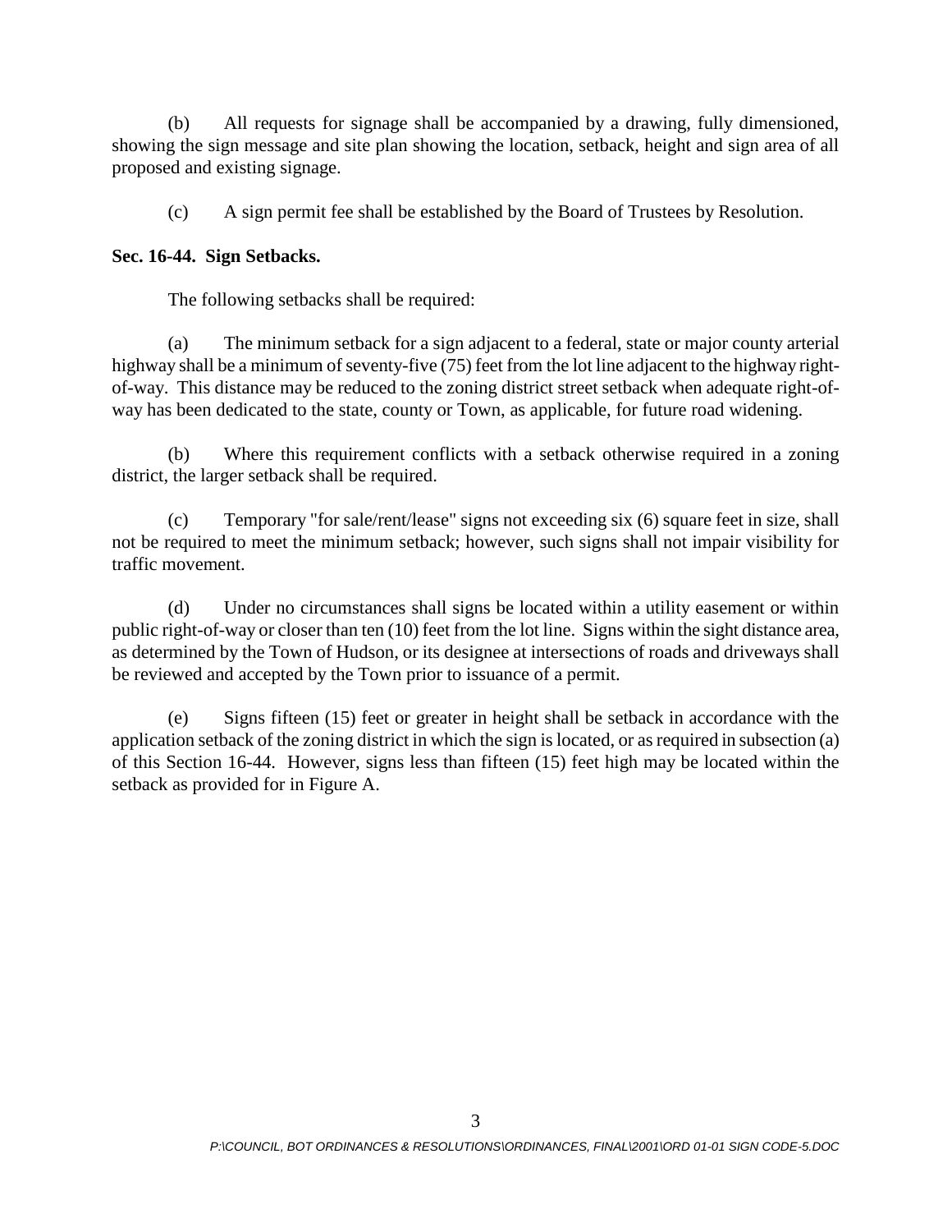(b) All requests for signage shall be accompanied by a drawing, fully dimensioned, showing the sign message and site plan showing the location, setback, height and sign area of all proposed and existing signage.

(c) A sign permit fee shall be established by the Board of Trustees by Resolution.

**Sec. 16-44. Sign Setbacks.**

The following setbacks shall be required:

(a) The minimum setback for a sign adjacent to a federal, state or major county arterial highway shall be a minimum of seventy-five (75) feet from the lot line adjacent to the highway right-of-way. This distance may be reduced to the zoning district street setback when adequate right-of-way has been dedicated to the state, county or Town, as applicable, for future road widening.

(b) Where this requirement conflicts with a setback otherwise required in a zoning district, the larger setback shall be required.

(c) Temporary "for sale/rent/lease" signs not exceeding six (6) square feet in size, shall not be required to meet the minimum setback; however, such signs shall not impair visibility for traffic movement.

(d) Under no circumstances shall signs be located within a utility easement or within public right-of-way or closer than ten (10) feet from the lot line. Signs within the sight distance area, as determined by the Town of Hudson, or its designee at intersections of roads and driveways shall be reviewed and accepted by the Town prior to issuance of a permit.

(e) Signs fifteen (15) feet or greater in height shall be setback in accordance with the application setback of the zoning district in which the sign is located, or as required in subsection (a) of this Section 16-44. However, signs less than fifteen (15) feet high may be located within the setback as provided for in Figure A.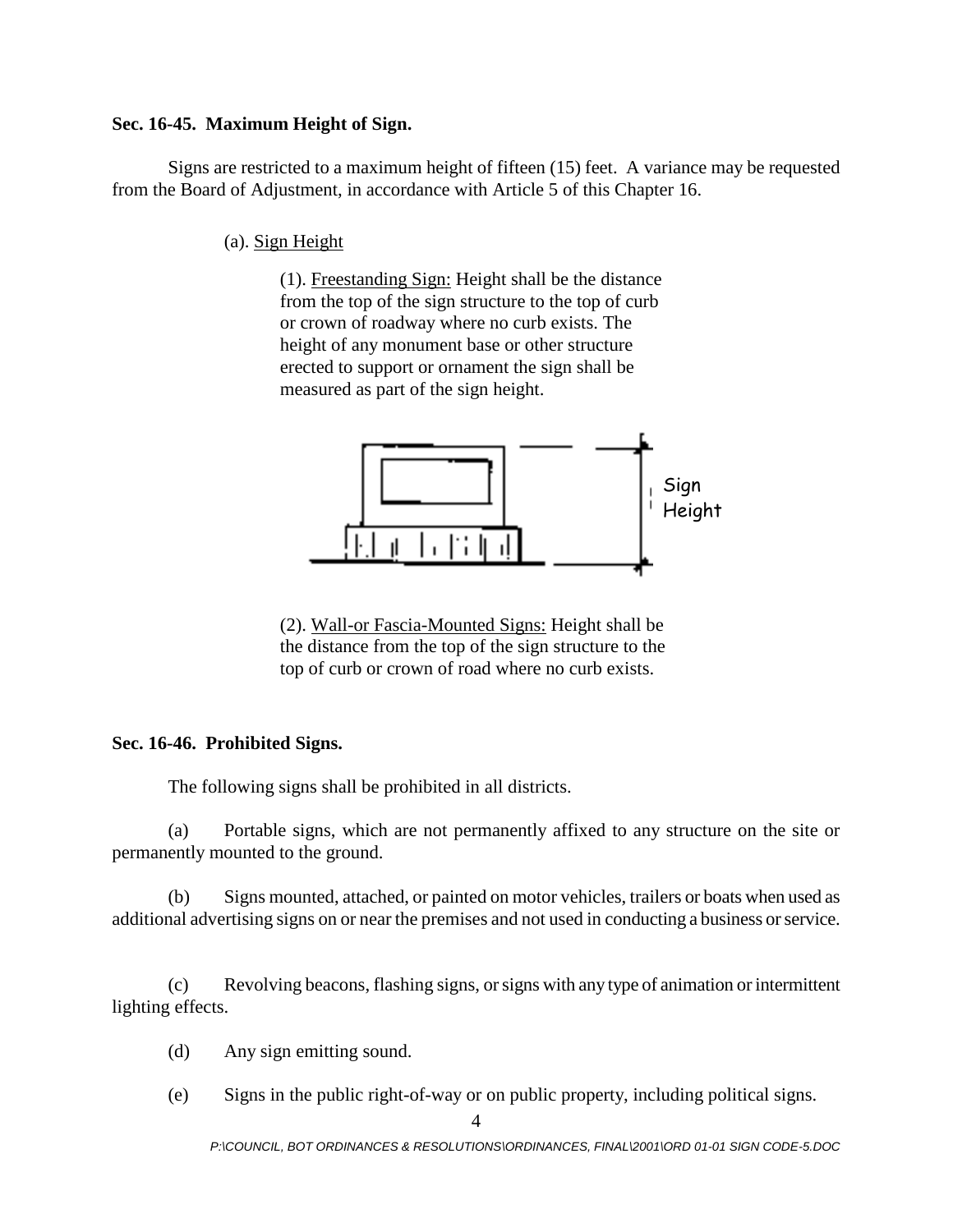**Sec. 16-45. Maximum Height of Sign.**

Signs are restricted to a maximum height of fifteen (15) feet. A variance may be requested from the Board of Adjustment, in accordance with Article 5 of this Chapter 16.

(a). Sign Height

(1). Freestanding Sign: Height shall be the distance from the top of the sign structure to the top of curb or crown of roadway where no curb exists. The height of any monument base or other structure erected to support or ornament the sign shall be measured as part of the sign height.

Sign Height

(2). Wall-or Fascia-Mounted Signs: Height shall be the distance from the top of the sign structure to the top of curb or crown of road where no curb exists.

**Sec. 16-46. Prohibited Signs.**

The following signs shall be prohibited in all districts.

(a) Portable signs, which are not permanently affixed to any structure on the site or permanently mounted to the ground.

(b) Signs mounted, attached, or painted on motor vehicles, trailers or boats when used as additional advertising signs on or near the premises and not used in conducting a business or service.

(c) Revolving beacons, flashing signs, or signs with any type of animation or intermittent lighting effects.

(d) Any sign emitting sound.

(e) Signs in the public right-of-way or on public property, including political signs.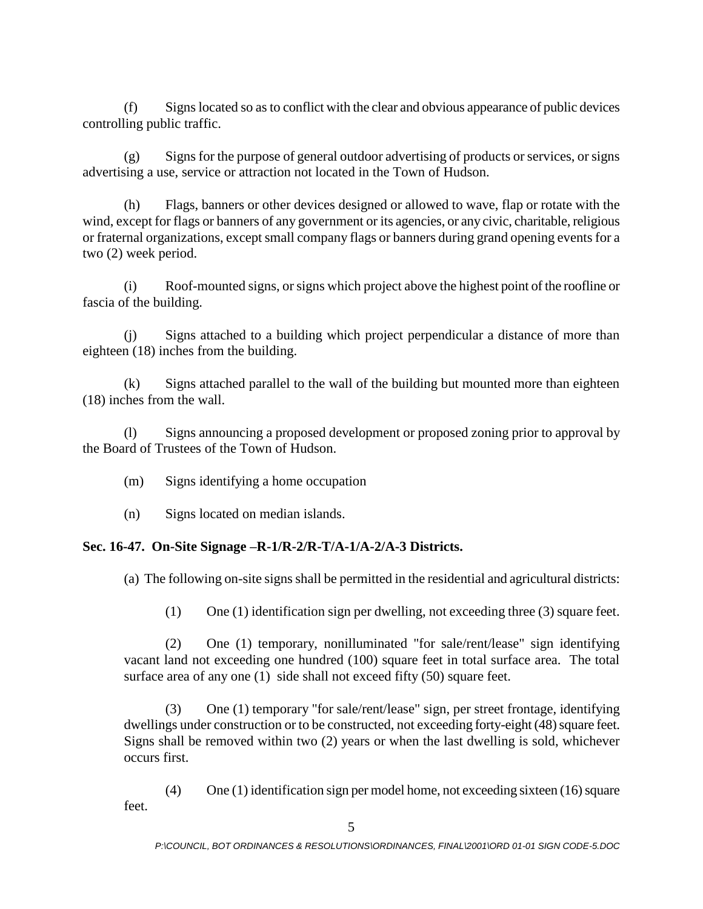(f) Signs located so as to conflict with the clear and obvious appearance of public devices controlling public traffic.

(g) Signs for the purpose of general outdoor advertising of products or services, or signs advertising a use, service or attraction not located in the Town of Hudson.

(h) Flags, banners or other devices designed or allowed to wave, flap or rotate with the wind, except for flags or banners of any government or its agencies, or any civic, charitable, religious or fraternal organizations, except small company flags or banners during grand opening events for a two (2) week period.

(i) Roof-mounted signs, or signs which project above the highest point of the roofline or fascia of the building.

(j) Signs attached to a building which project perpendicular a distance of more than eighteen (18) inches from the building.

(k) Signs attached parallel to the wall of the building but mounted more than eighteen (18) inches from the wall.

(l) Signs announcing a proposed development or proposed zoning prior to approval by the Board of Trustees of the Town of Hudson.

(m) Signs identifying a home occupation

(n) Signs located on median islands.

**Sec. 16-47. On-Site Signage –R-1/R-2/R-T/A-1/A-2/A-3 Districts.**

(a) The following on-site signs shall be permitted in the residential and agricultural districts:

(1) One (1) identification sign per dwelling, not exceeding three (3) square feet.

(2) One (1) temporary, nonilluminated "for sale/rent/lease" sign identifying vacant land not exceeding one hundred (100) square feet in total surface area. The total surface area of any one (1) side shall not exceed fifty (50) square feet.

(3) One (1) temporary "for sale/rent/lease" sign, per street frontage, identifying dwellings under construction or to be constructed, not exceeding forty-eight (48) square feet. Signs shall be removed within two (2) years or when the last dwelling is sold, whichever occurs first.

(4) One (1) identification sign per model home, not exceeding sixteen (16) square feet.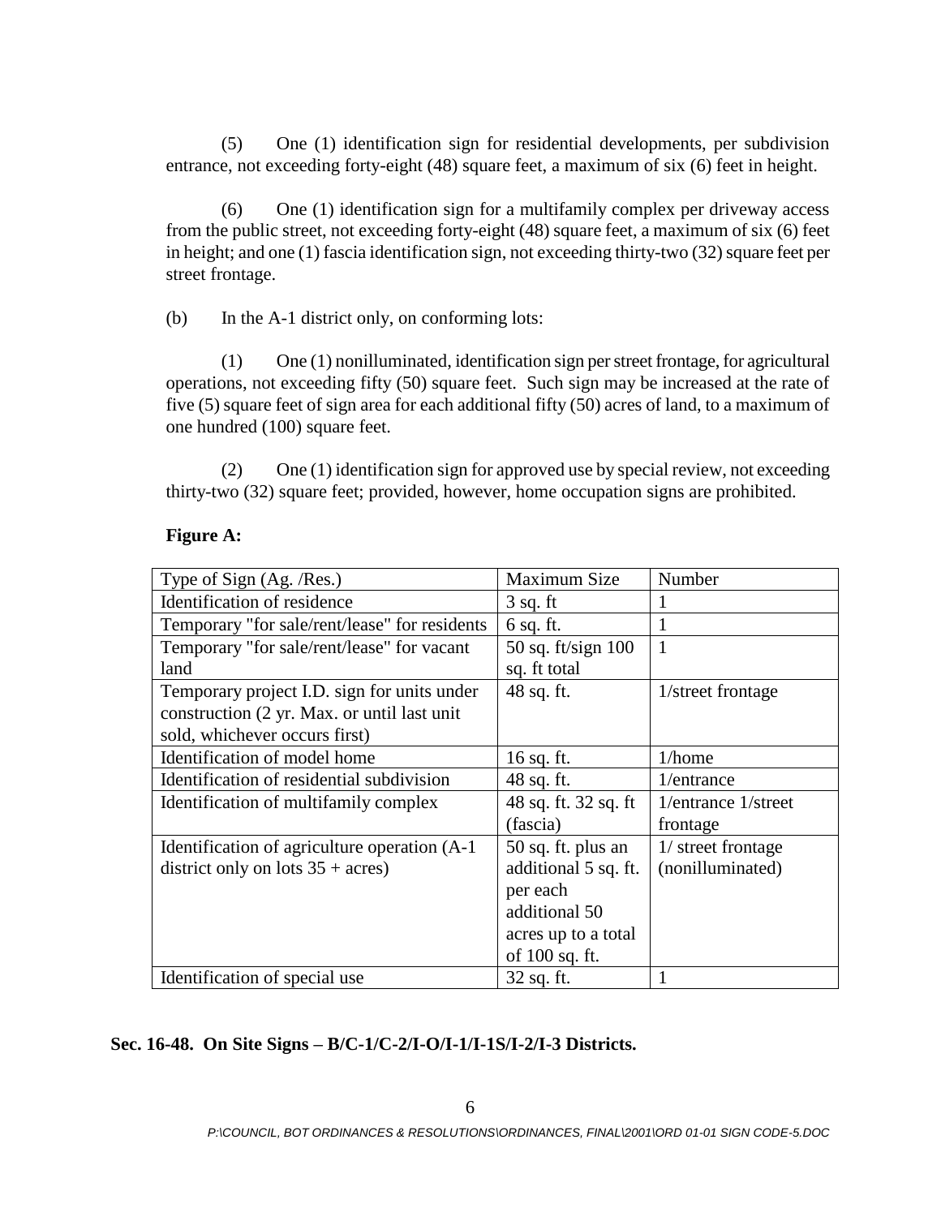(5) One (1) identification sign for residential developments, per subdivision entrance, not exceeding forty-eight (48) square feet, a maximum of six (6) feet in height.

(6) One (1) identification sign for a multifamily complex per driveway access from the public street, not exceeding forty-eight (48) square feet, a maximum of six (6) feet in height; and one (1) fascia identification sign, not exceeding thirty-two (32) square feet per street frontage.

(b) In the A-1 district only, on conforming lots:

(1) One (1) nonilluminated, identification sign per street frontage, for agricultural operations, not exceeding fifty (50) square feet. Such sign may be increased at the rate of five (5) square feet of sign area for each additional fifty (50) acres of land, to a maximum of one hundred (100) square feet.

(2) One (1) identification sign for approved use by special review, not exceeding thirty-two (32) square feet; provided, however, home occupation signs are prohibited.

**Figure A:**

| Type of Sign (Ag. /Res.) | Maximum Size | Number |
|---|---|---|
| Identification of residence | 3 sq. ft | 1 |
| Temporary "for sale/rent/lease" for residents | 6 sq. ft. | 1 |
| Temporary "for sale/rent/lease" for vacant land | 50 sq. ft/sign 100 sq. ft total | 1 |
| Temporary project I.D. sign for units under construction (2 yr. Max. or until last unit sold, whichever occurs first) | 48 sq. ft. | 1/street frontage |
| Identification of model home | 16 sq. ft. | 1/home |
| Identification of residential subdivision | 48 sq. ft. | 1/entrance |
| Identification of multifamily complex | 48 sq. ft. 32 sq. ft (fascia) | 1/entrance 1/street frontage |
| Identification of agriculture operation (A-1 district only on lots 35 + acres) | 50 sq. ft. plus an additional 5 sq. ft. per each additional 50 acres up to a total of 100 sq. ft. | 1/ street frontage (nonilluminated) |
| Identification of special use | 32 sq. ft. | 1 |

**Sec. 16-48. On Site Signs – B/C-1/C-2/I-O/I-1/I-1S/I-2/I-3 Districts.**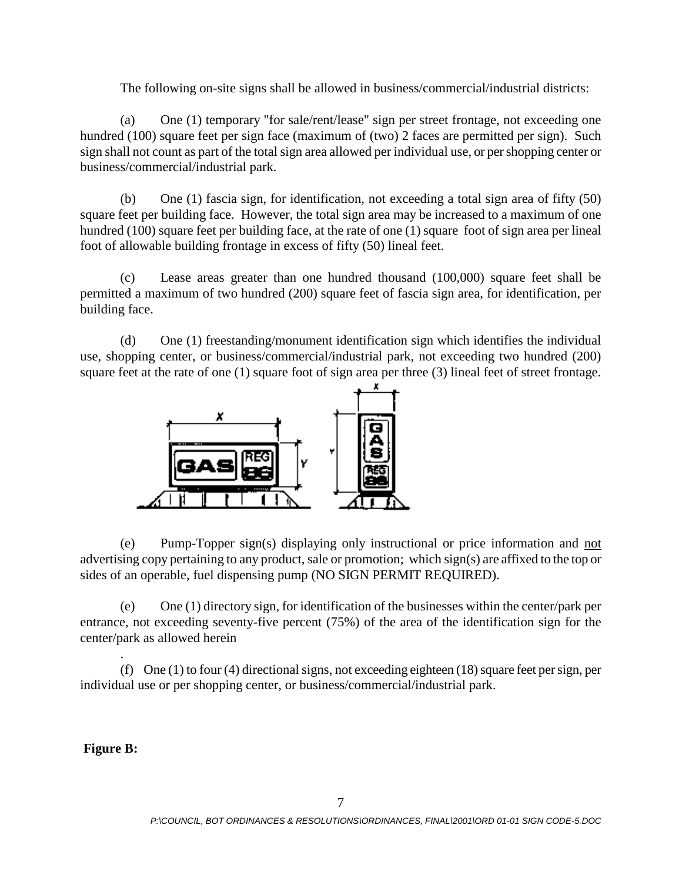The following on-site signs shall be allowed in business/commercial/industrial districts:

(a) One (1) temporary "for sale/rent/lease" sign per street frontage, not exceeding one hundred (100) square feet per sign face (maximum of (two) 2 faces are permitted per sign). Such sign shall not count as part of the total sign area allowed per individual use, or per shopping center or business/commercial/industrial park.

(b) One (1) fascia sign, for identification, not exceeding a total sign area of fifty (50) square feet per building face. However, the total sign area may be increased to a maximum of one hundred (100) square feet per building face, at the rate of one (1) square foot of sign area per lineal foot of allowable building frontage in excess of fifty (50) lineal feet.

(c) Lease areas greater than one hundred thousand (100,000) square feet shall be permitted a maximum of two hundred (200) square feet of fascia sign area, for identification, per building face.

(d) One (1) freestanding/monument identification sign which identifies the individual use, shopping center, or business/commercial/industrial park, not exceeding two hundred (200) square feet at the rate of one (1) square foot of sign area per three (3) lineal feet of street frontage.

(e) Pump-Topper sign(s) displaying only instructional or price information and not advertising copy pertaining to any product, sale or promotion; which sign(s) are affixed to the top or sides of an operable, fuel dispensing pump (NO SIGN PERMIT REQUIRED).

(e) One (1) directory sign, for identification of the businesses within the center/park per entrance, not exceeding seventy-five percent (75%) of the area of the identification sign for the center/park as allowed herein

.

(f) One (1) to four (4) directional signs, not exceeding eighteen (18) square feet per sign, per individual use or per shopping center, or business/commercial/industrial park.

**Figure B:**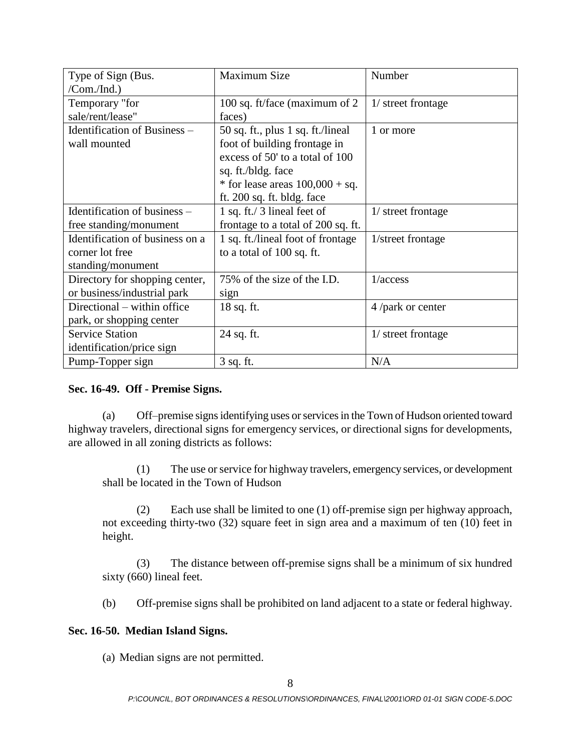| Type of Sign (Bus. /Com./Ind.) | Maximum Size | Number |
|---|---|---|
| Temporary "for sale/rent/lease" | 100 sq. ft/face (maximum of 2 faces) | 1/ street frontage |
| Identification of Business – wall mounted | 50 sq. ft., plus 1 sq. ft./lineal foot of building frontage in excess of 50' to a total of 100 sq. ft./bldg. face<br>* for lease areas 100,000 + sq. ft. 200 sq. ft. bldg. face | 1 or more |
| Identification of business – free standing/monument | 1 sq. ft./ 3 lineal feet of frontage to a total of 200 sq. ft. | 1/ street frontage |
| Identification of business on a corner lot free standing/monument | 1 sq. ft./lineal foot of frontage to a total of 100 sq. ft. | 1/street frontage |
| Directory for shopping center, or business/industrial park | 75% of the size of the I.D. sign | 1/access |
| Directional – within office park, or shopping center | 18 sq. ft. | 4 /park or center |
| Service Station identification/price sign | 24 sq. ft. | 1/ street frontage |
| Pump-Topper sign | 3 sq. ft. | N/A |

**Sec. 16-49. Off - Premise Signs.**

(a) Off–premise signs identifying uses or services in the Town of Hudson oriented toward highway travelers, directional signs for emergency services, or directional signs for developments, are allowed in all zoning districts as follows:

(1) The use or service for highway travelers, emergency services, or development shall be located in the Town of Hudson

(2) Each use shall be limited to one (1) off-premise sign per highway approach, not exceeding thirty-two (32) square feet in sign area and a maximum of ten (10) feet in height.

(3) The distance between off-premise signs shall be a minimum of six hundred sixty (660) lineal feet.

(b) Off-premise signs shall be prohibited on land adjacent to a state or federal highway.

**Sec. 16-50. Median Island Signs.**

(a) Median signs are not permitted.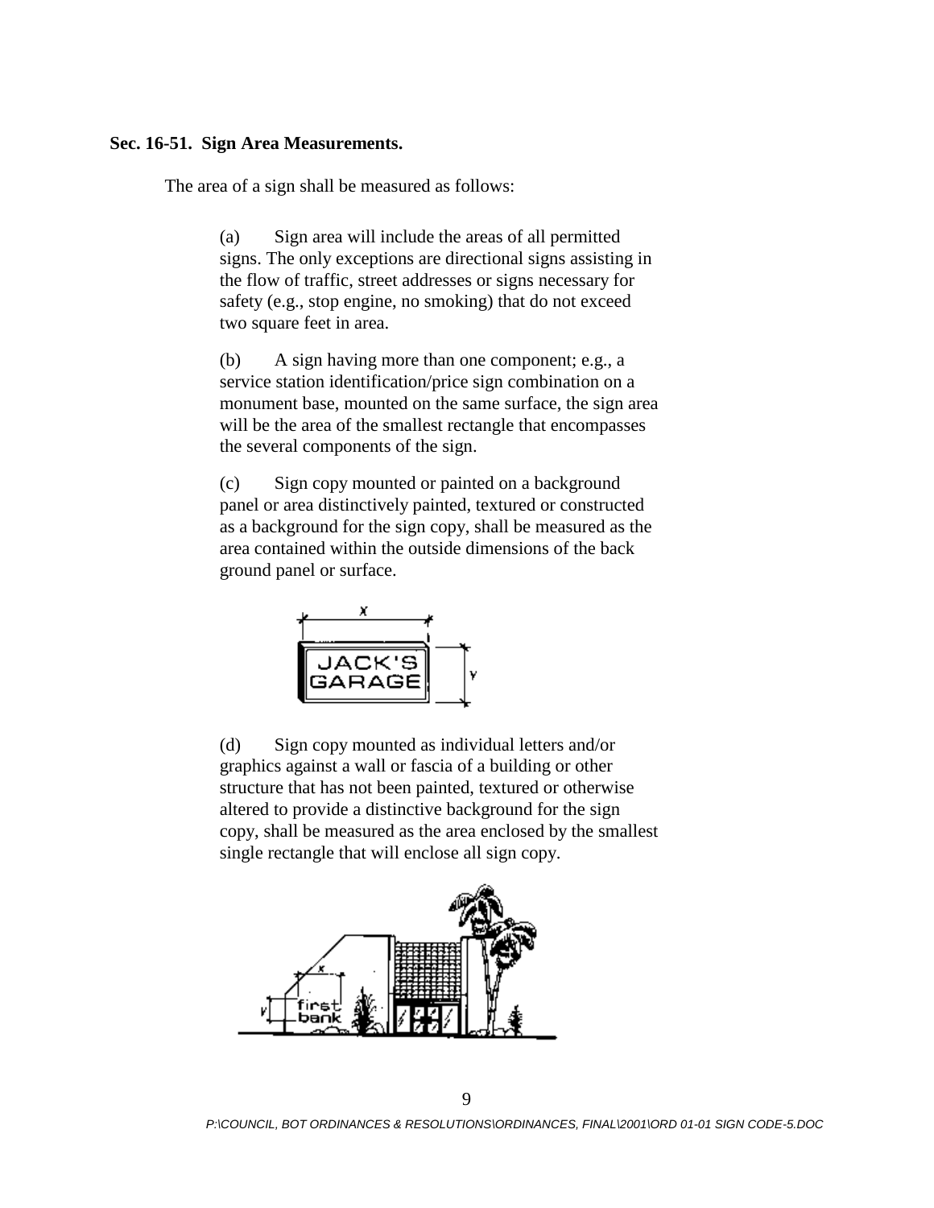**Sec. 16-51. Sign Area Measurements.**

The area of a sign shall be measured as follows:

(a) Sign area will include the areas of all permitted signs. The only exceptions are directional signs assisting in the flow of traffic, street addresses or signs necessary for safety (e.g., stop engine, no smoking) that do not exceed two square feet in area.

(b) A sign having more than one component; e.g., a service station identification/price sign combination on a monument base, mounted on the same surface, the sign area will be the area of the smallest rectangle that encompasses the several components of the sign.

(c) Sign copy mounted or painted on a background panel or area distinctively painted, textured or constructed as a background for the sign copy, shall be measured as the area contained within the outside dimensions of the back ground panel or surface.

(d) Sign copy mounted as individual letters and/or graphics against a wall or fascia of a building or other structure that has not been painted, textured or otherwise altered to provide a distinctive background for the sign copy, shall be measured as the area enclosed by the smallest single rectangle that will enclose all sign copy.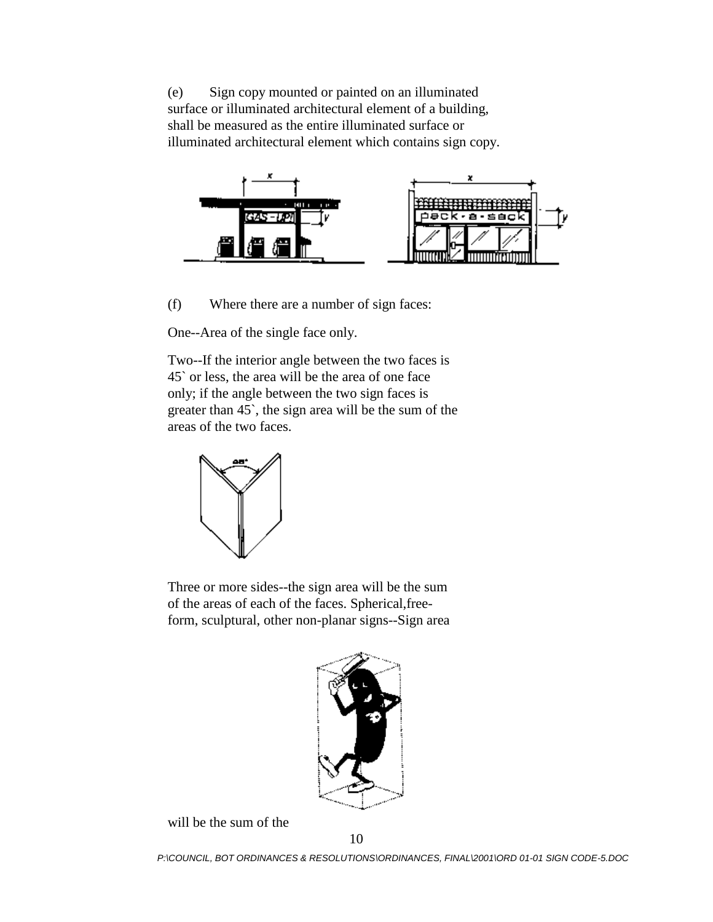(e) Sign copy mounted or painted on an illuminated surface or illuminated architectural element of a building, shall be measured as the entire illuminated surface or illuminated architectural element which contains sign copy.

(f) Where there are a number of sign faces:

One--Area of the single face only.

Two--If the interior angle between the two faces is 45` or less, the area will be the area of one face only; if the angle between the two sign faces is greater than 45`, the sign area will be the sum of the areas of the two faces.

Three or more sides--the sign area will be the sum of the areas of each of the faces. Spherical,free-form, sculptural, other non-planar signs--Sign area

will be the sum of the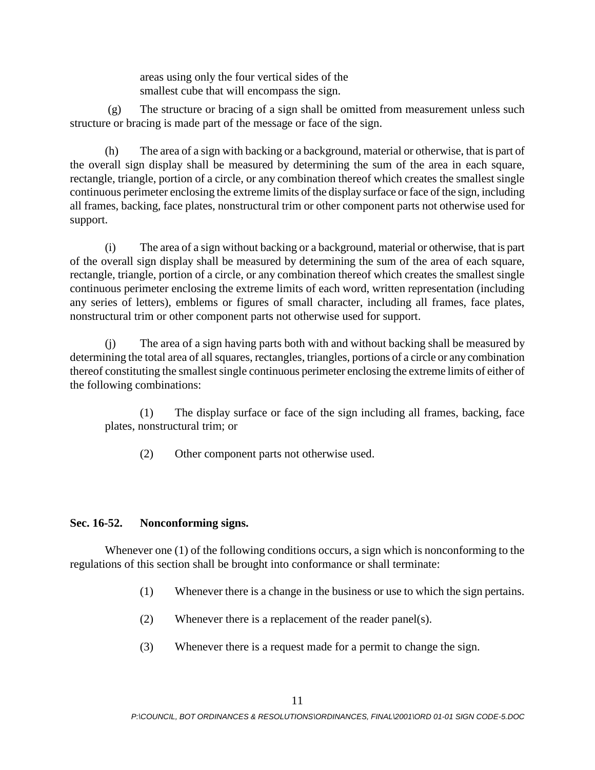areas using only the four vertical sides of the smallest cube that will encompass the sign.

(g) The structure or bracing of a sign shall be omitted from measurement unless such structure or bracing is made part of the message or face of the sign.

(h) The area of a sign with backing or a background, material or otherwise, that is part of the overall sign display shall be measured by determining the sum of the area in each square, rectangle, triangle, portion of a circle, or any combination thereof which creates the smallest single continuous perimeter enclosing the extreme limits of the display surface or face of the sign, including all frames, backing, face plates, nonstructural trim or other component parts not otherwise used for support.

(i) The area of a sign without backing or a background, material or otherwise, that is part of the overall sign display shall be measured by determining the sum of the area of each square, rectangle, triangle, portion of a circle, or any combination thereof which creates the smallest single continuous perimeter enclosing the extreme limits of each word, written representation (including any series of letters), emblems or figures of small character, including all frames, face plates, nonstructural trim or other component parts not otherwise used for support.

(j) The area of a sign having parts both with and without backing shall be measured by determining the total area of all squares, rectangles, triangles, portions of a circle or any combination thereof constituting the smallest single continuous perimeter enclosing the extreme limits of either of the following combinations:

(1) The display surface or face of the sign including all frames, backing, face plates, nonstructural trim; or

(2) Other component parts not otherwise used.

**Sec. 16-52. Nonconforming signs.**

Whenever one (1) of the following conditions occurs, a sign which is nonconforming to the regulations of this section shall be brought into conformance or shall terminate:

(1) Whenever there is a change in the business or use to which the sign pertains.

(2) Whenever there is a replacement of the reader panel(s).

(3) Whenever there is a request made for a permit to change the sign.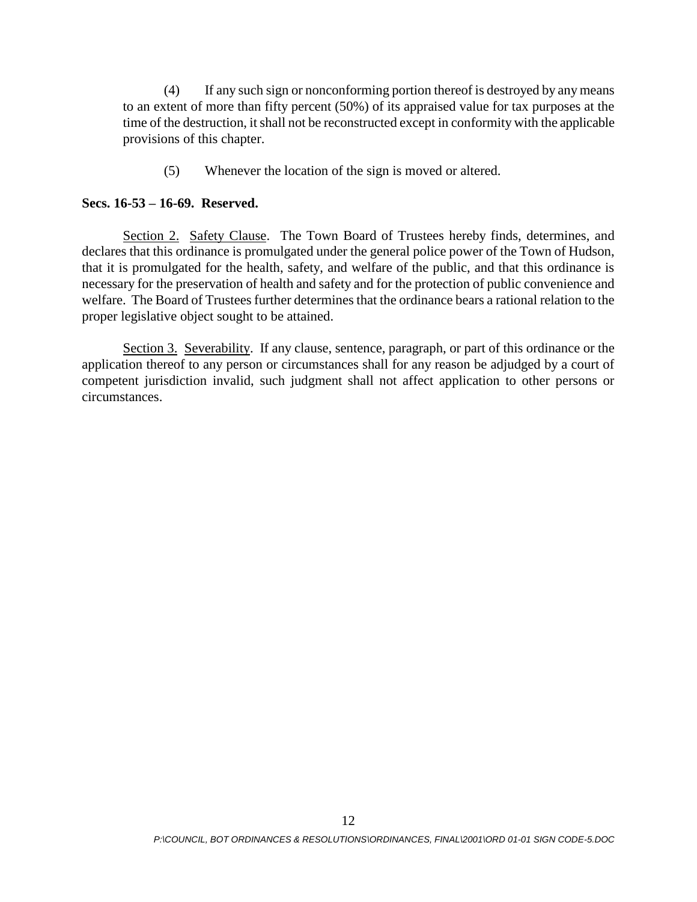(4) If any such sign or nonconforming portion thereof is destroyed by any means to an extent of more than fifty percent (50%) of its appraised value for tax purposes at the time of the destruction, it shall not be reconstructed except in conformity with the applicable provisions of this chapter.

(5) Whenever the location of the sign is moved or altered.

**Secs. 16-53 – 16-69. Reserved.**

Section 2. Safety Clause. The Town Board of Trustees hereby finds, determines, and declares that this ordinance is promulgated under the general police power of the Town of Hudson, that it is promulgated for the health, safety, and welfare of the public, and that this ordinance is necessary for the preservation of health and safety and for the protection of public convenience and welfare. The Board of Trustees further determines that the ordinance bears a rational relation to the proper legislative object sought to be attained.

Section 3. Severability. If any clause, sentence, paragraph, or part of this ordinance or the application thereof to any person or circumstances shall for any reason be adjudged by a court of competent jurisdiction invalid, such judgment shall not affect application to other persons or circumstances.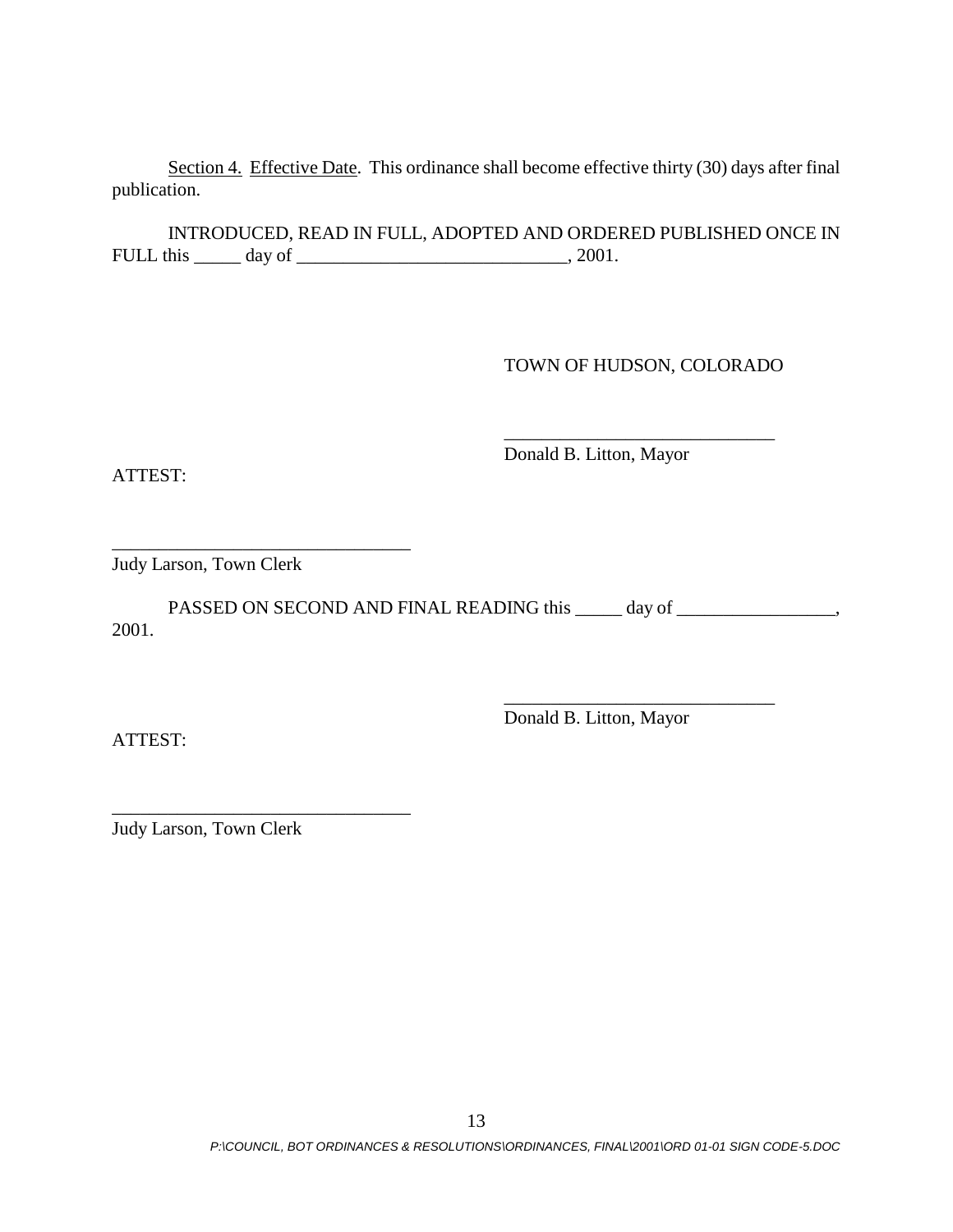Section 4. Effective Date. This ordinance shall become effective thirty (30) days after final publication.

INTRODUCED, READ IN FULL, ADOPTED AND ORDERED PUBLISHED ONCE IN FULL this _____ day of _____________________________, 2001.

TOWN OF HUDSON, COLORADO

_____________________________
Donald B. Litton, Mayor

ATTEST:

________________________________
Judy Larson, Town Clerk

PASSED ON SECOND AND FINAL READING this _____ day of _________________, 2001.

_____________________________
Donald B. Litton, Mayor

ATTEST:

________________________________
Judy Larson, Town Clerk

P:\COUNCIL, BOT ORDINANCES & RESOLUTIONS\ORDINANCES, FINAL\2001\ORD 01-01 SIGN CODE-5.DOC